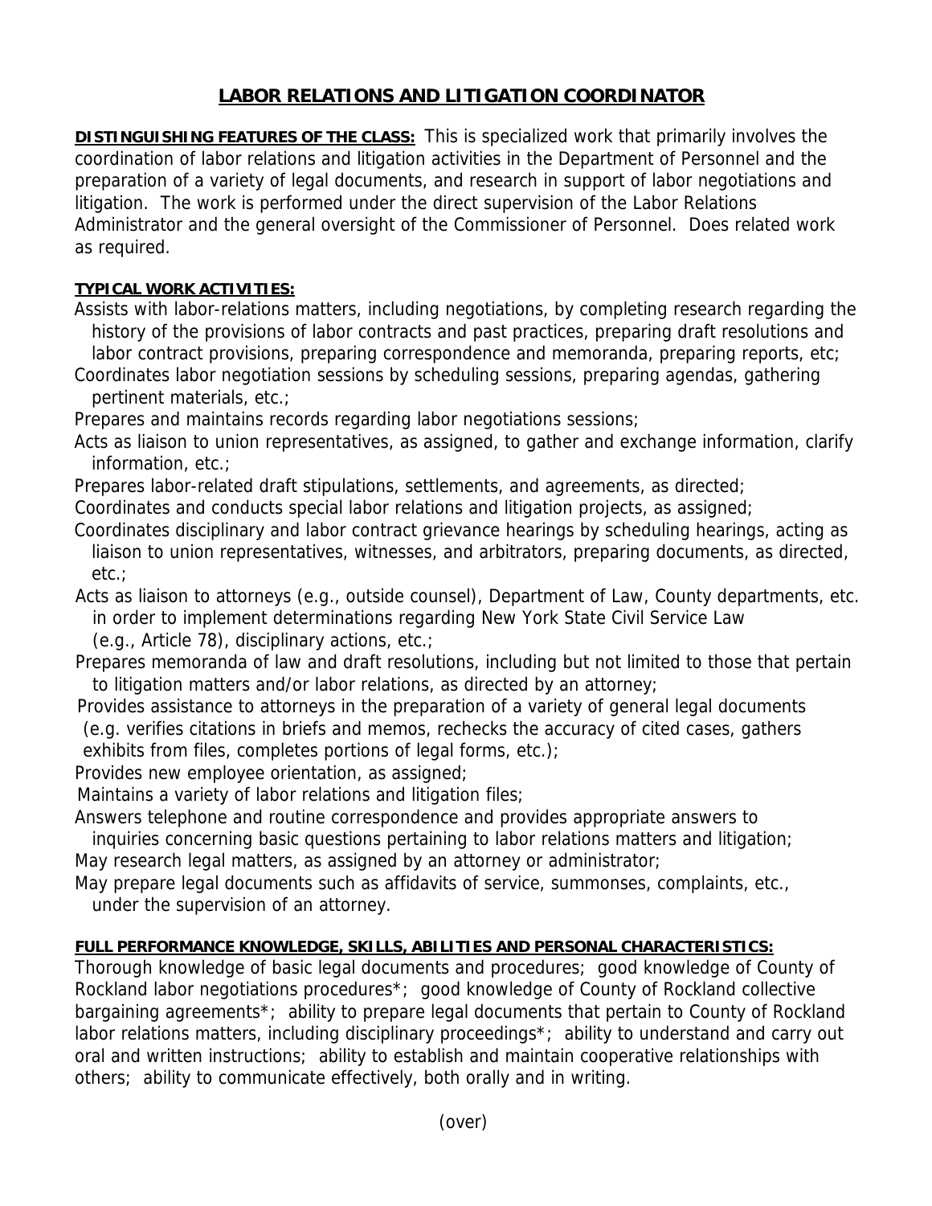# LABOR RELATIONS AND LITIGATION COORDINATOR

**DISTINGUISHING FEATURES OF THE CLASS:** This is specialized work that primarily involves the coordination of labor relations and litigation activities in the Department of Personnel and the preparation of a variety of legal documents, and research in support of labor negotiations and litigation. The work is performed under the direct supervision of the Labor Relations Administrator and the general oversight of the Commissioner of Personnel. Does related work as required.

**TYPICAL WORK ACTIVITIES:**

Assists with labor-relations matters, including negotiations, by completing research regarding the history of the provisions of labor contracts and past practices, preparing draft resolutions and labor contract provisions, preparing correspondence and memoranda, preparing reports, etc;

Coordinates labor negotiation sessions by scheduling sessions, preparing agendas, gathering pertinent materials, etc.;

Prepares and maintains records regarding labor negotiations sessions;

Acts as liaison to union representatives, as assigned, to gather and exchange information, clarify information, etc.;

Prepares labor-related draft stipulations, settlements, and agreements, as directed;

Coordinates and conducts special labor relations and litigation projects, as assigned;

Coordinates disciplinary and labor contract grievance hearings by scheduling hearings, acting as liaison to union representatives, witnesses, and arbitrators, preparing documents, as directed, etc.;

Acts as liaison to attorneys (e.g., outside counsel), Department of Law, County departments, etc. in order to implement determinations regarding New York State Civil Service Law (e.g., Article 78), disciplinary actions, etc.;

Prepares memoranda of law and draft resolutions, including but not limited to those that pertain to litigation matters and/or labor relations, as directed by an attorney;

Provides assistance to attorneys in the preparation of a variety of general legal documents (e.g. verifies citations in briefs and memos, rechecks the accuracy of cited cases, gathers exhibits from files, completes portions of legal forms, etc.);

Provides new employee orientation, as assigned;

Maintains a variety of labor relations and litigation files;

Answers telephone and routine correspondence and provides appropriate answers to inquiries concerning basic questions pertaining to labor relations matters and litigation;

May research legal matters, as assigned by an attorney or administrator;

May prepare legal documents such as affidavits of service, summonses, complaints, etc., under the supervision of an attorney.

**FULL PERFORMANCE KNOWLEDGE, SKILLS, ABILITIES AND PERSONAL CHARACTERISTICS:**

Thorough knowledge of basic legal documents and procedures; good knowledge of County of Rockland labor negotiations procedures*; good knowledge of County of Rockland collective bargaining agreements*; ability to prepare legal documents that pertain to County of Rockland labor relations matters, including disciplinary proceedings*; ability to understand and carry out oral and written instructions; ability to establish and maintain cooperative relationships with others; ability to communicate effectively, both orally and in writing.

(over)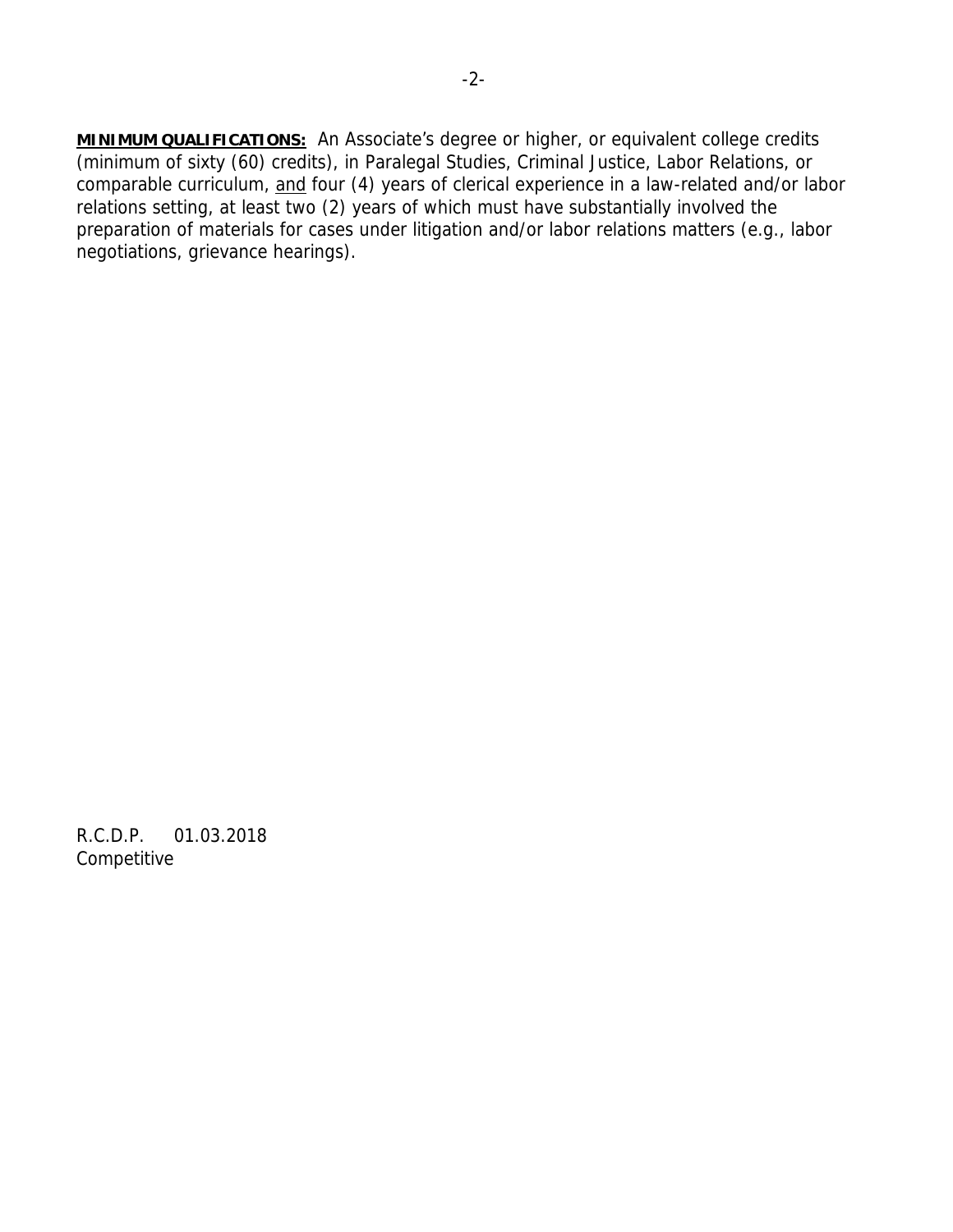**MINIMUM QUALIFICATIONS:** An Associate's degree or higher, or equivalent college credits (minimum of sixty (60) credits), in Paralegal Studies, Criminal Justice, Labor Relations, or comparable curriculum, <u>and</u> four (4) years of clerical experience in a law-related and/or labor relations setting, at least two (2) years of which must have substantially involved the preparation of materials for cases under litigation and/or labor relations matters (e.g., labor negotiations, grievance hearings).

R.C.D.P. 01.03.2018
Competitive